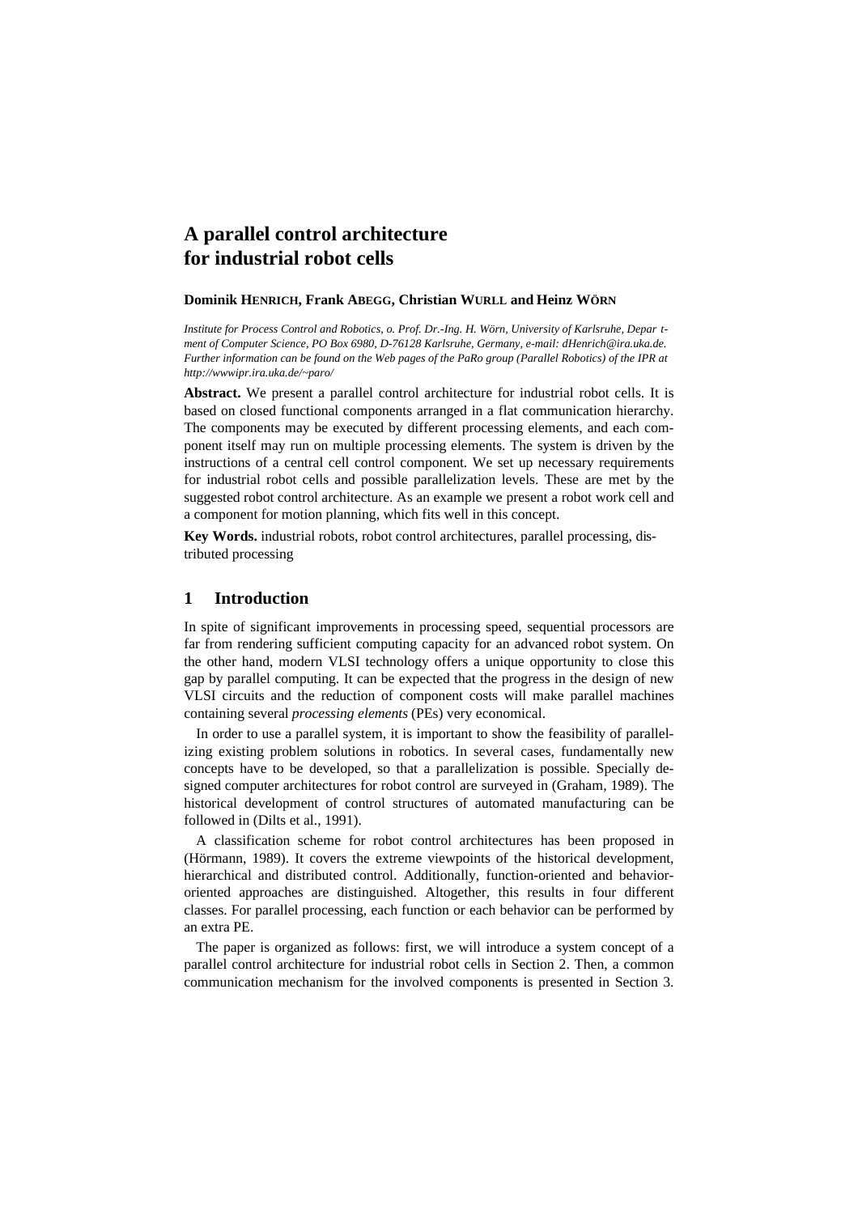# A parallel control architecture for industrial robot cells

**Dominik HENRICH, Frank ABEGG, Christian WURLL and Heinz WÖRN**

*Institute for Process Control and Robotics, o. Prof. Dr.-Ing. H. Wörn, University of Karlsruhe, Department of Computer Science, PO Box 6980, D-76128 Karlsruhe, Germany, e-mail: dHenrich@ira.uka.de. Further information can be found on the Web pages of the PaRo group (Parallel Robotics) of the IPR at http://wwwipr.ira.uka.de/~paro/*

**Abstract.** We present a parallel control architecture for industrial robot cells. It is based on closed functional components arranged in a flat communication hierarchy. The components may be executed by different processing elements, and each component itself may run on multiple processing elements. The system is driven by the instructions of a central cell control component. We set up necessary requirements for industrial robot cells and possible parallelization levels. These are met by the suggested robot control architecture. As an example we present a robot work cell and a component for motion planning, which fits well in this concept.

**Key Words.** industrial robots, robot control architectures, parallel processing, distributed processing

## 1 Introduction

In spite of significant improvements in processing speed, sequential processors are far from rendering sufficient computing capacity for an advanced robot system. On the other hand, modern VLSI technology offers a unique opportunity to close this gap by parallel computing. It can be expected that the progress in the design of new VLSI circuits and the reduction of component costs will make parallel machines containing several *processing elements* (PEs) very economical.

In order to use a parallel system, it is important to show the feasibility of parallelizing existing problem solutions in robotics. In several cases, fundamentally new concepts have to be developed, so that a parallelization is possible. Specially designed computer architectures for robot control are surveyed in (Graham, 1989). The historical development of control structures of automated manufacturing can be followed in (Dilts et al., 1991).

A classification scheme for robot control architectures has been proposed in (Hörmann, 1989). It covers the extreme viewpoints of the historical development, hierarchical and distributed control. Additionally, function-oriented and behavior-oriented approaches are distinguished. Altogether, this results in four different classes. For parallel processing, each function or each behavior can be performed by an extra PE.

The paper is organized as follows: first, we will introduce a system concept of a parallel control architecture for industrial robot cells in Section 2. Then, a common communication mechanism for the involved components is presented in Section 3.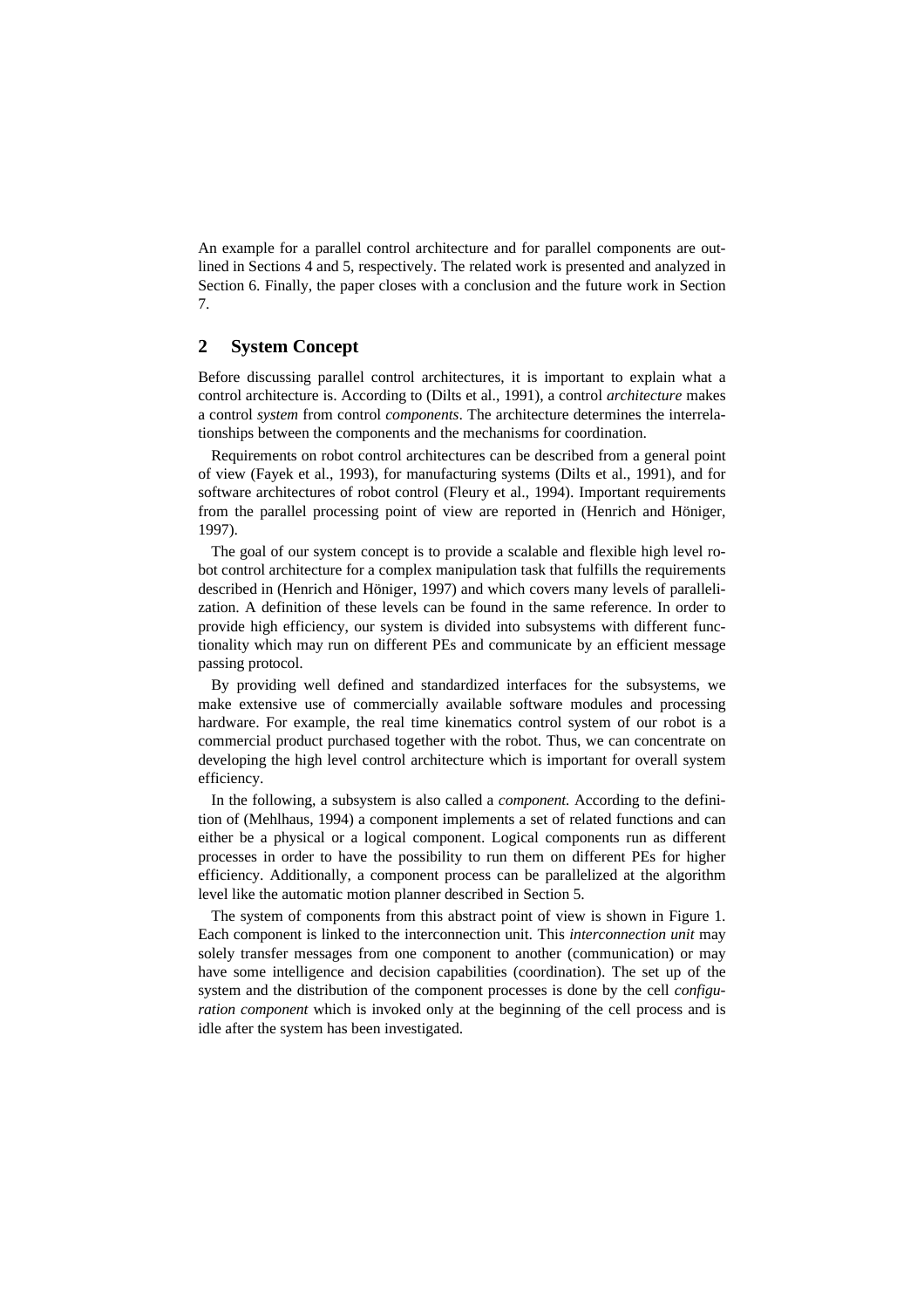An example for a parallel control architecture and for parallel components are outlined in Sections 4 and 5, respectively. The related work is presented and analyzed in Section 6. Finally, the paper closes with a conclusion and the future work in Section 7.

## 2 System Concept

Before discussing parallel control architectures, it is important to explain what a control architecture is. According to (Dilts et al., 1991), a control *architecture* makes a control *system* from control *components*. The architecture determines the interrelationships between the components and the mechanisms for coordination.

Requirements on robot control architectures can be described from a general point of view (Fayek et al., 1993), for manufacturing systems (Dilts et al., 1991), and for software architectures of robot control (Fleury et al., 1994). Important requirements from the parallel processing point of view are reported in (Henrich and Höniger, 1997).

The goal of our system concept is to provide a scalable and flexible high level robot control architecture for a complex manipulation task that fulfills the requirements described in (Henrich and Höniger, 1997) and which covers many levels of parallelization. A definition of these levels can be found in the same reference. In order to provide high efficiency, our system is divided into subsystems with different functionality which may run on different PEs and communicate by an efficient message passing protocol.

By providing well defined and standardized interfaces for the subsystems, we make extensive use of commercially available software modules and processing hardware. For example, the real time kinematics control system of our robot is a commercial product purchased together with the robot. Thus, we can concentrate on developing the high level control architecture which is important for overall system efficiency.

In the following, a subsystem is also called a *component*. According to the definition of (Mehlhaus, 1994) a component implements a set of related functions and can either be a physical or a logical component. Logical components run as different processes in order to have the possibility to run them on different PEs for higher efficiency. Additionally, a component process can be parallelized at the algorithm level like the automatic motion planner described in Section 5.

The system of components from this abstract point of view is shown in Figure 1. Each component is linked to the interconnection unit. This *interconnection unit* may solely transfer messages from one component to another (communication) or may have some intelligence and decision capabilities (coordination). The set up of the system and the distribution of the component processes is done by the cell *configuration component* which is invoked only at the beginning of the cell process and is idle after the system has been investigated.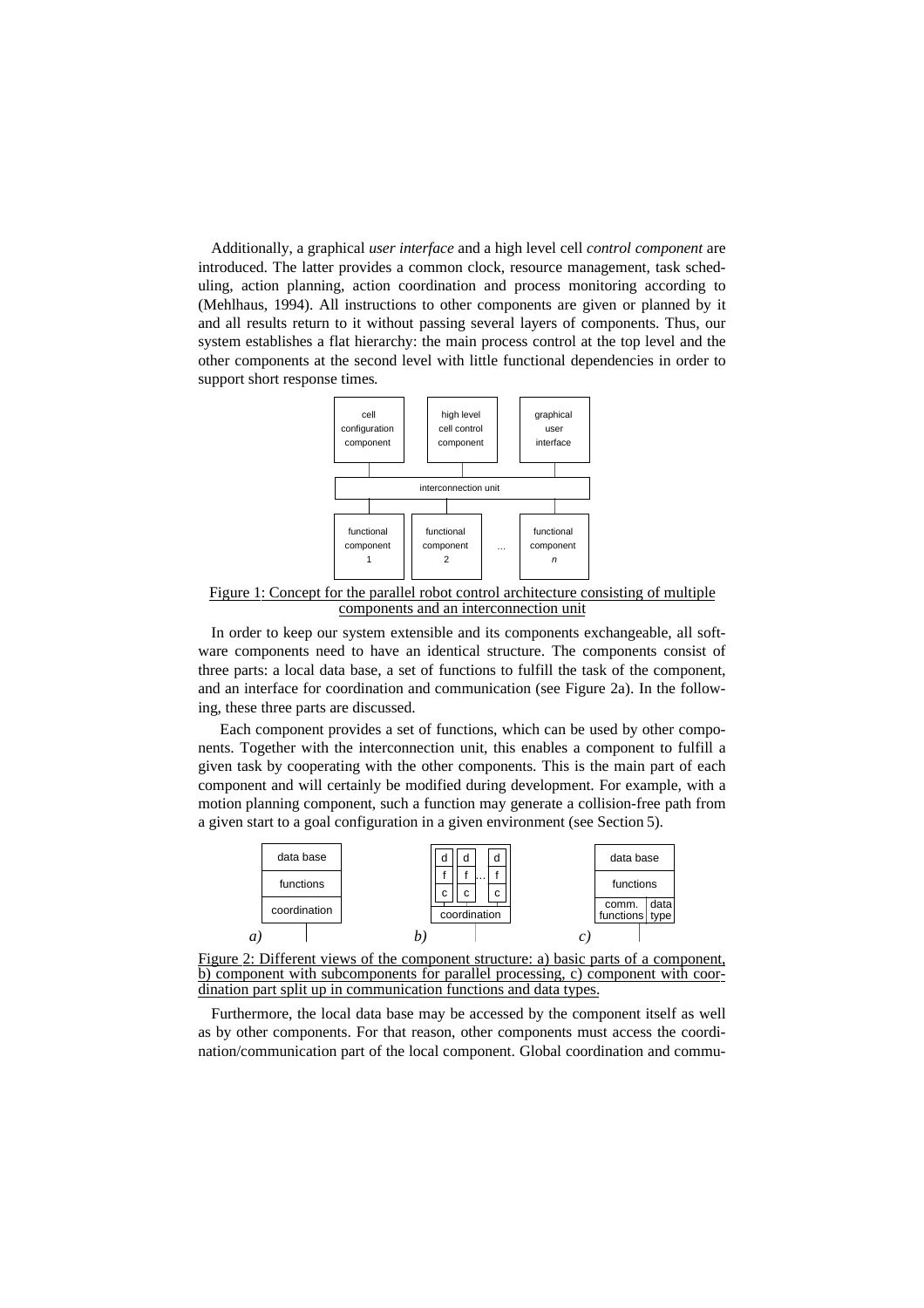Additionally, a graphical *user interface* and a high level cell *control component* are introduced. The latter provides a common clock, resource management, task scheduling, action planning, action coordination and process monitoring according to (Mehlhaus, 1994). All instructions to other components are given or planned by it and all results return to it without passing several layers of components. Thus, our system establishes a flat hierarchy: the main process control at the top level and the other components at the second level with little functional dependencies in order to support short response times.

cell configuration component

high level cell control component

graphical user interface

interconnection unit

functional component 1

functional component 2

...

functional component *n*

Figure 1: Concept for the parallel robot control architecture consisting of multiple components and an interconnection unit

In order to keep our system extensible and its components exchangeable, all software components need to have an identical structure. The components consist of three parts: a local data base, a set of functions to fulfill the task of the component, and an interface for coordination and communication (see Figure 2a). In the following, these three parts are discussed.

Each component provides a set of functions, which can be used by other components. Together with the interconnection unit, this enables a component to fulfill a given task by cooperating with the other components. This is the main part of each component and will certainly be modified during development. For example, with a motion planning component, such a function may generate a collision-free path from a given start to a goal configuration in a given environment (see Section 5).

data base

functions

coordination

*a)*

d d d

f f ... f

c c c

coordination

*b)*

data base

functions

comm. functions

data type

*c)*

Figure 2: Different views of the component structure: a) basic parts of a component, b) component with subcomponents for parallel processing, c) component with coordination part split up in communication functions and data types.

Furthermore, the local data base may be accessed by the component itself as well as by other components. For that reason, other components must access the coordination/communication part of the local component. Global coordination and commu-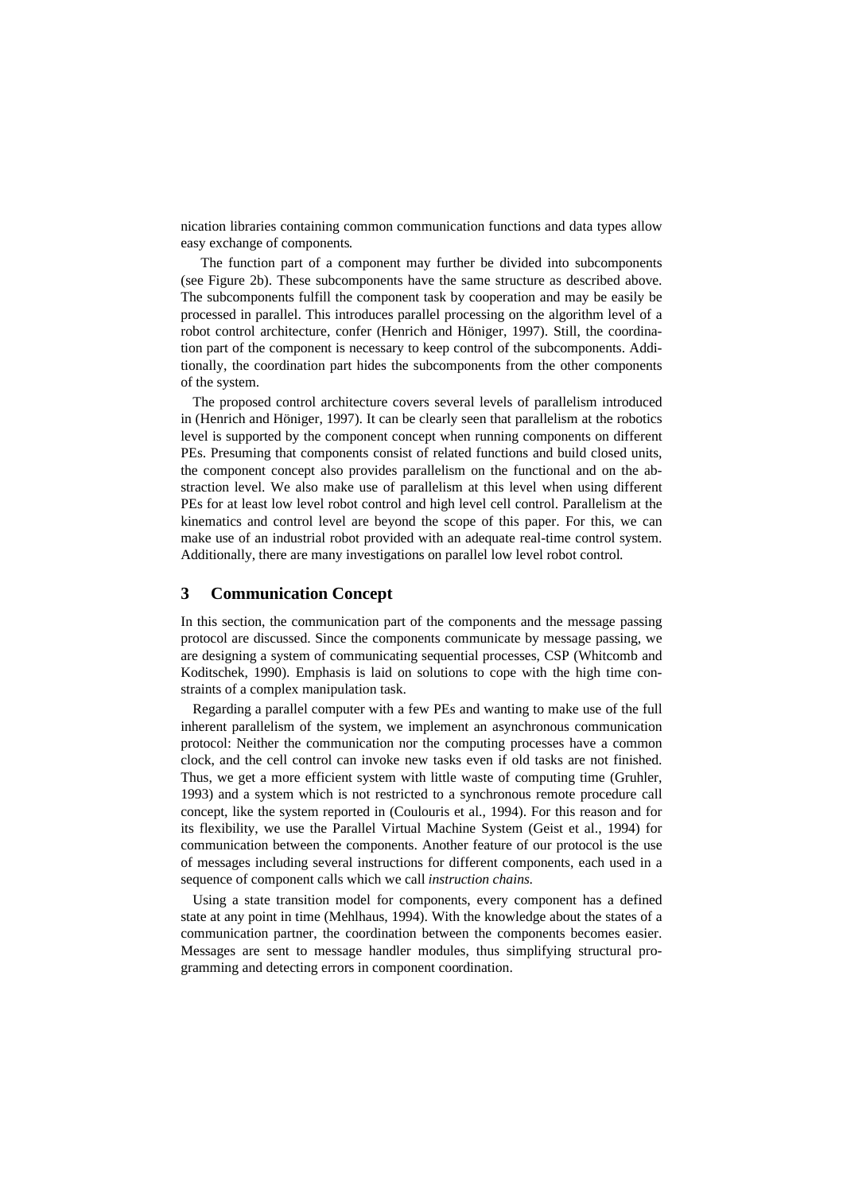nication libraries containing common communication functions and data types allow easy exchange of components.

The function part of a component may further be divided into subcomponents (see Figure 2b). These subcomponents have the same structure as described above. The subcomponents fulfill the component task by cooperation and may be easily be processed in parallel. This introduces parallel processing on the algorithm level of a robot control architecture, confer (Henrich and Höniger, 1997). Still, the coordination part of the component is necessary to keep control of the subcomponents. Additionally, the coordination part hides the subcomponents from the other components of the system.

The proposed control architecture covers several levels of parallelism introduced in (Henrich and Höniger, 1997). It can be clearly seen that parallelism at the robotics level is supported by the component concept when running components on different PEs. Presuming that components consist of related functions and build closed units, the component concept also provides parallelism on the functional and on the abstraction level. We also make use of parallelism at this level when using different PEs for at least low level robot control and high level cell control. Parallelism at the kinematics and control level are beyond the scope of this paper. For this, we can make use of an industrial robot provided with an adequate real-time control system. Additionally, there are many investigations on parallel low level robot control.

## 3 Communication Concept

In this section, the communication part of the components and the message passing protocol are discussed. Since the components communicate by message passing, we are designing a system of communicating sequential processes, CSP (Whitcomb and Koditschek, 1990). Emphasis is laid on solutions to cope with the high time constraints of a complex manipulation task.

Regarding a parallel computer with a few PEs and wanting to make use of the full inherent parallelism of the system, we implement an asynchronous communication protocol: Neither the communication nor the computing processes have a common clock, and the cell control can invoke new tasks even if old tasks are not finished. Thus, we get a more efficient system with little waste of computing time (Gruhler, 1993) and a system which is not restricted to a synchronous remote procedure call concept, like the system reported in (Coulouris et al., 1994). For this reason and for its flexibility, we use the Parallel Virtual Machine System (Geist et al., 1994) for communication between the components. Another feature of our protocol is the use of messages including several instructions for different components, each used in a sequence of component calls which we call *instruction chains*.

Using a state transition model for components, every component has a defined state at any point in time (Mehlhaus, 1994). With the knowledge about the states of a communication partner, the coordination between the components becomes easier. Messages are sent to message handler modules, thus simplifying structural programming and detecting errors in component coordination.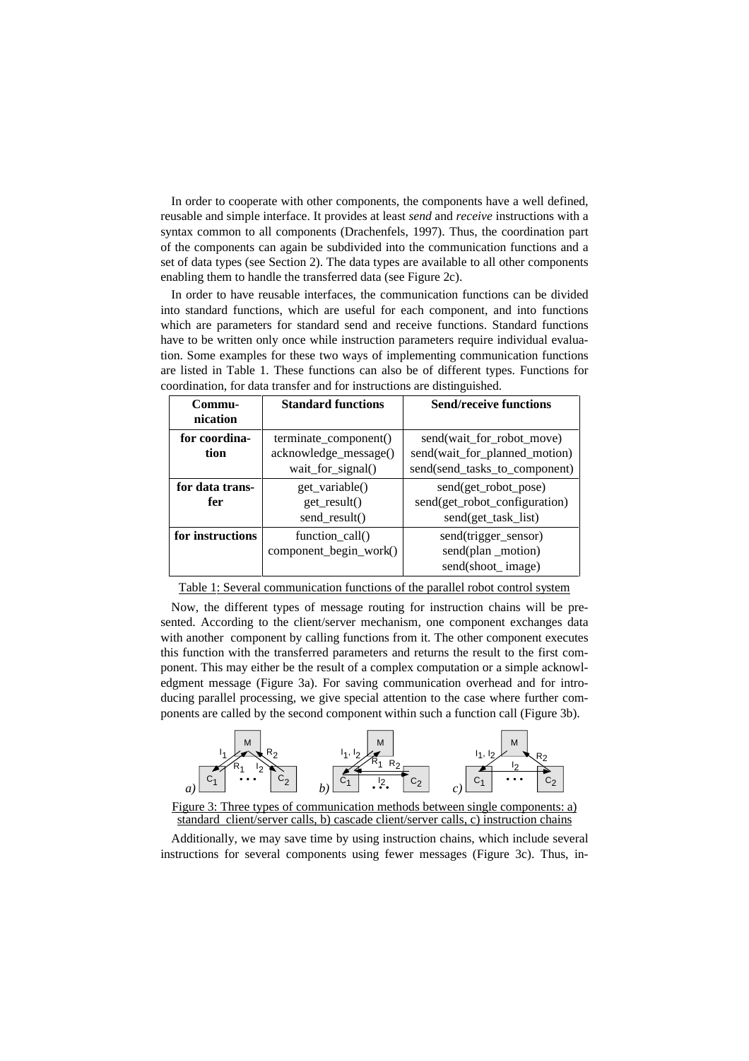In order to cooperate with other components, the components have a well defined, reusable and simple interface. It provides at least *send* and *receive* instructions with a syntax common to all components (Drachenfels, 1997). Thus, the coordination part of the components can again be subdivided into the communication functions and a set of data types (see Section 2). The data types are available to all other components enabling them to handle the transferred data (see Figure 2c).

In order to have reusable interfaces, the communication functions can be divided into standard functions, which are useful for each component, and into functions which are parameters for standard send and receive functions. Standard functions have to be written only once while instruction parameters require individual evaluation. Some examples for these two ways of implementing communication functions are listed in Table 1. These functions can also be of different types. Functions for coordination, for data transfer and for instructions are distinguished.

| Communication | Standard functions | Send/receive functions |
| --- | --- | --- |
| **for coordination** | terminate_component()<br>acknowledge_message()<br>wait_for_signal() | send(wait_for_robot_move)<br>send(wait_for_planned_motion)<br>send(send_tasks_to_component) |
| **for data transfer** | get_variable()<br>get_result()<br>send_result() | send(get_robot_pose)<br>send(get_robot_configuration)<br>send(get_task_list) |
| **for instructions** | function_call()<br>component_begin_work() | send(trigger_sensor)<br>send(plan _motion)<br>send(shoot_ image) |

Table 1: Several communication functions of the parallel robot control system

Now, the different types of message routing for instruction chains will be presented. According to the client/server mechanism, one component exchanges data with another component by calling functions from it. The other component executes this function with the transferred parameters and returns the result to the first component. This may either be the result of a complex computation or a simple acknowledgment message (Figure 3a). For saving communication overhead and for introducing parallel processing, we give special attention to the case where further components are called by the second component within such a function call (Figure 3b).

Figure 3: Three types of communication methods between single components: a) standard client/server calls, b) cascade client/server calls, c) instruction chains

Additionally, we may save time by using instruction chains, which include several instructions for several components using fewer messages (Figure 3c). Thus, in-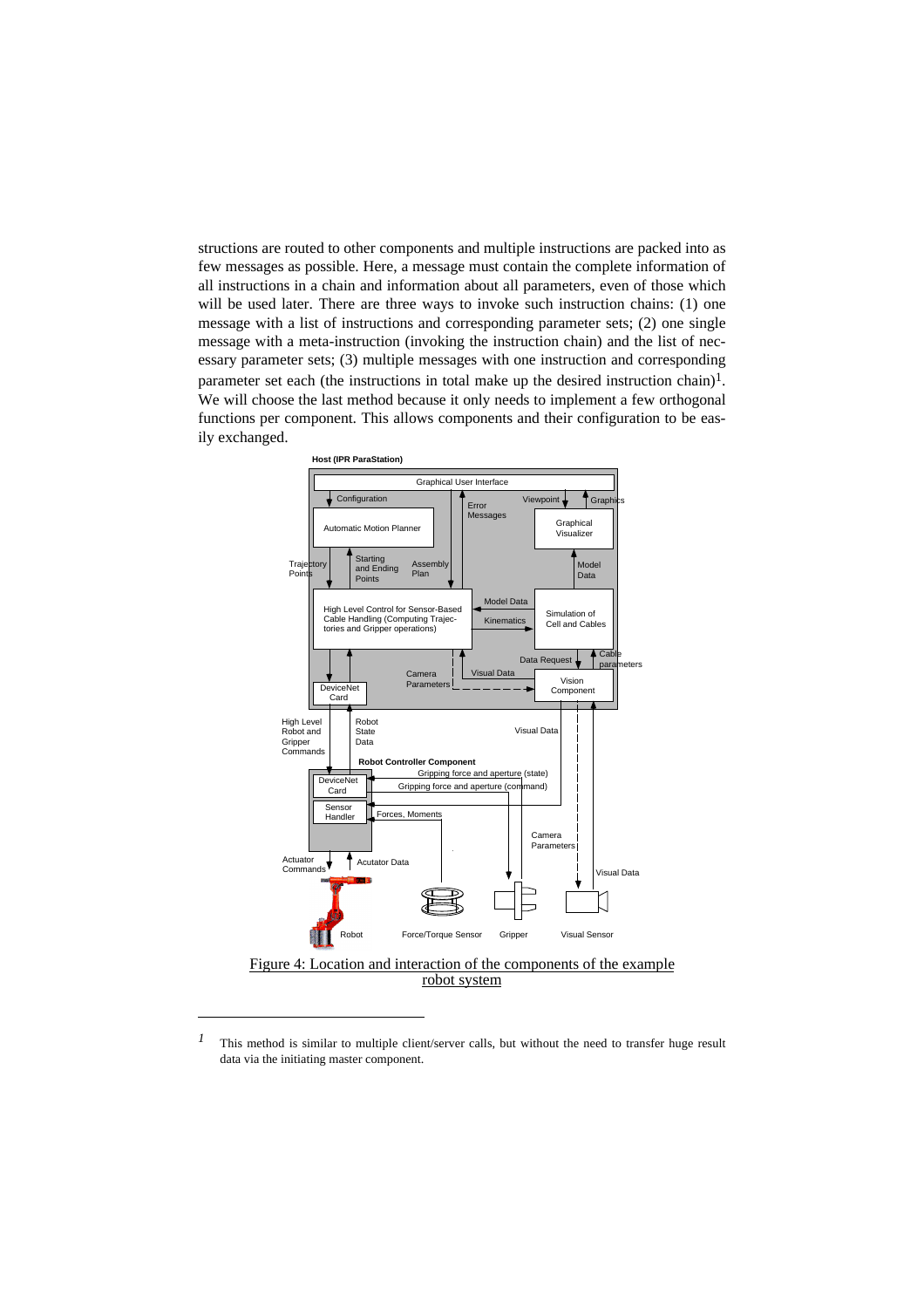structions are routed to other components and multiple instructions are packed into as few messages as possible. Here, a message must contain the complete information of all instructions in a chain and information about all parameters, even of those which will be used later. There are three ways to invoke such instruction chains: (1) one message with a list of instructions and corresponding parameter sets; (2) one single message with a meta-instruction (invoking the instruction chain) and the list of necessary parameter sets; (3) multiple messages with one instruction and corresponding parameter set each (the instructions in total make up the desired instruction chain)[1]. We will choose the last method because it only needs to implement a few orthogonal functions per component. This allows components and their configuration to be easily exchanged.

Figure 4: Location and interaction of the components of the example robot system

---

[1] This method is similar to multiple client/server calls, but without the need to transfer huge result data via the initiating master component.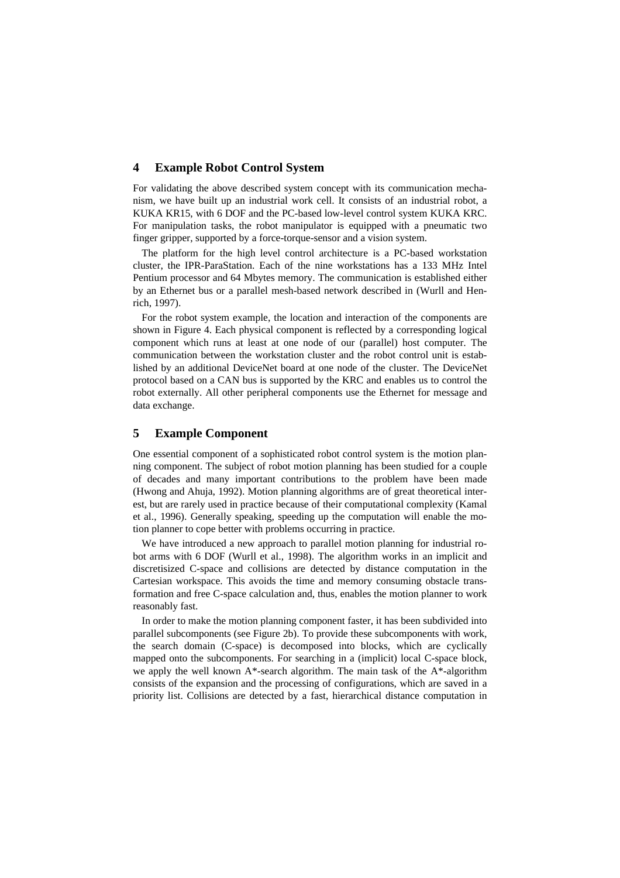## 4 Example Robot Control System

For validating the above described system concept with its communication mechanism, we have built up an industrial work cell. It consists of an industrial robot, a KUKA KR15, with 6 DOF and the PC-based low-level control system KUKA KRC. For manipulation tasks, the robot manipulator is equipped with a pneumatic two finger gripper, supported by a force-torque-sensor and a vision system.

The platform for the high level control architecture is a PC-based workstation cluster, the IPR-ParaStation. Each of the nine workstations has a 133 MHz Intel Pentium processor and 64 Mbytes memory. The communication is established either by an Ethernet bus or a parallel mesh-based network described in (Wurll and Henrich, 1997).

For the robot system example, the location and interaction of the components are shown in Figure 4. Each physical component is reflected by a corresponding logical component which runs at least at one node of our (parallel) host computer. The communication between the workstation cluster and the robot control unit is established by an additional DeviceNet board at one node of the cluster. The DeviceNet protocol based on a CAN bus is supported by the KRC and enables us to control the robot externally. All other peripheral components use the Ethernet for message and data exchange.

## 5 Example Component

One essential component of a sophisticated robot control system is the motion planning component. The subject of robot motion planning has been studied for a couple of decades and many important contributions to the problem have been made (Hwong and Ahuja, 1992). Motion planning algorithms are of great theoretical interest, but are rarely used in practice because of their computational complexity (Kamal et al., 1996). Generally speaking, speeding up the computation will enable the motion planner to cope better with problems occurring in practice.

We have introduced a new approach to parallel motion planning for industrial robot arms with 6 DOF (Wurll et al., 1998). The algorithm works in an implicit and discretisized C-space and collisions are detected by distance computation in the Cartesian workspace. This avoids the time and memory consuming obstacle transformation and free C-space calculation and, thus, enables the motion planner to work reasonably fast.

In order to make the motion planning component faster, it has been subdivided into parallel subcomponents (see Figure 2b). To provide these subcomponents with work, the search domain (C-space) is decomposed into blocks, which are cyclically mapped onto the subcomponents. For searching in a (implicit) local C-space block, we apply the well known A*-search algorithm. The main task of the A*-algorithm consists of the expansion and the processing of configurations, which are saved in a priority list. Collisions are detected by a fast, hierarchical distance computation in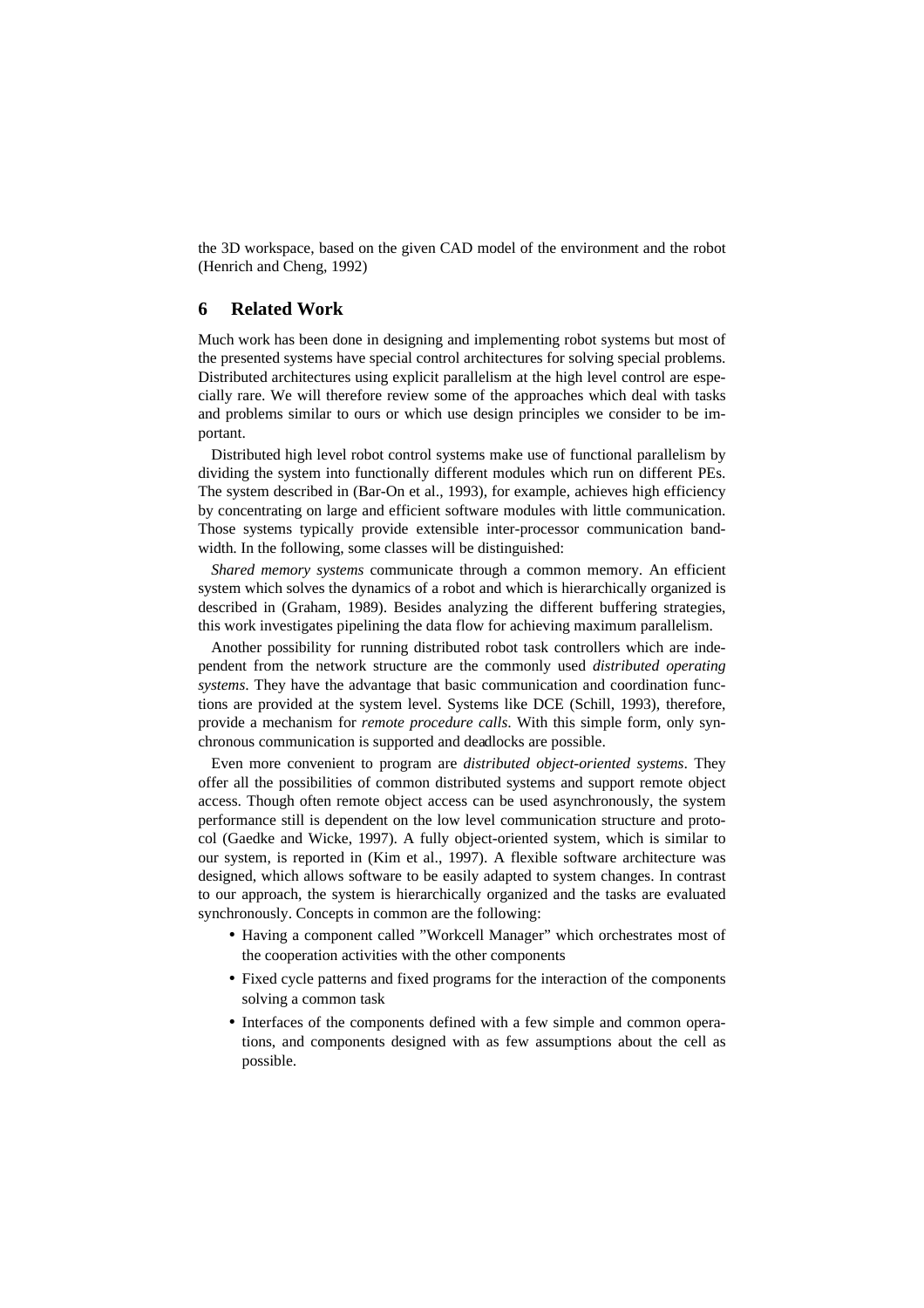the 3D workspace, based on the given CAD model of the environment and the robot (Henrich and Cheng, 1992)

## 6 Related Work

Much work has been done in designing and implementing robot systems but most of the presented systems have special control architectures for solving special problems. Distributed architectures using explicit parallelism at the high level control are especially rare. We will therefore review some of the approaches which deal with tasks and problems similar to ours or which use design principles we consider to be important.

Distributed high level robot control systems make use of functional parallelism by dividing the system into functionally different modules which run on different PEs. The system described in (Bar-On et al., 1993), for example, achieves high efficiency by concentrating on large and efficient software modules with little communication. Those systems typically provide extensible inter-processor communication bandwidth. In the following, some classes will be distinguished:

*Shared memory systems* communicate through a common memory. An efficient system which solves the dynamics of a robot and which is hierarchically organized is described in (Graham, 1989). Besides analyzing the different buffering strategies, this work investigates pipelining the data flow for achieving maximum parallelism.

Another possibility for running distributed robot task controllers which are independent from the network structure are the commonly used *distributed operating systems*. They have the advantage that basic communication and coordination functions are provided at the system level. Systems like DCE (Schill, 1993), therefore, provide a mechanism for *remote procedure calls*. With this simple form, only synchronous communication is supported and deadlocks are possible.

Even more convenient to program are *distributed object-oriented systems*. They offer all the possibilities of common distributed systems and support remote object access. Though often remote object access can be used asynchronously, the system performance still is dependent on the low level communication structure and protocol (Gaedke and Wicke, 1997). A fully object-oriented system, which is similar to our system, is reported in (Kim et al., 1997). A flexible software architecture was designed, which allows software to be easily adapted to system changes. In contrast to our approach, the system is hierarchically organized and the tasks are evaluated synchronously. Concepts in common are the following:

- Having a component called "Workcell Manager" which orchestrates most of the cooperation activities with the other components
- Fixed cycle patterns and fixed programs for the interaction of the components solving a common task
- Interfaces of the components defined with a few simple and common operations, and components designed with as few assumptions about the cell as possible.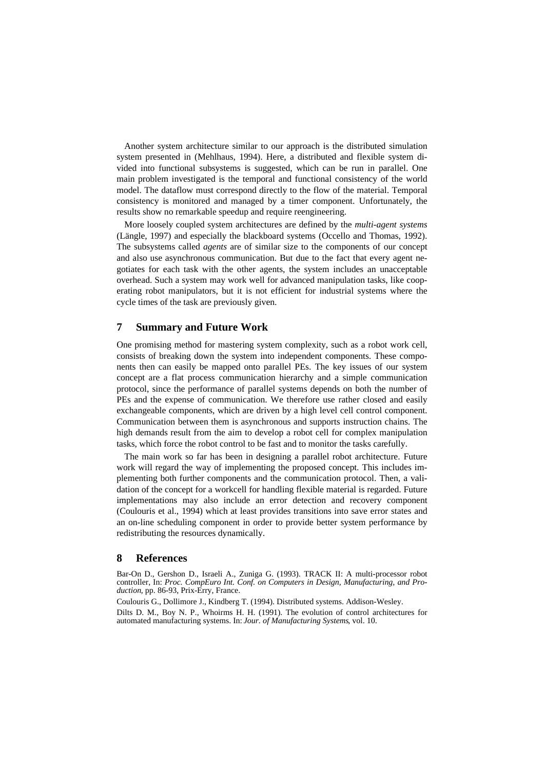Another system architecture similar to our approach is the distributed simulation system presented in (Mehlhaus, 1994). Here, a distributed and flexible system divided into functional subsystems is suggested, which can be run in parallel. One main problem investigated is the temporal and functional consistency of the world model. The dataflow must correspond directly to the flow of the material. Temporal consistency is monitored and managed by a timer component. Unfortunately, the results show no remarkable speedup and require reengineering.

More loosely coupled system architectures are defined by the *multi-agent systems* (Längle, 1997) and especially the blackboard systems (Occello and Thomas, 1992). The subsystems called *agents* are of similar size to the components of our concept and also use asynchronous communication. But due to the fact that every agent negotiates for each task with the other agents, the system includes an unacceptable overhead. Such a system may work well for advanced manipulation tasks, like cooperating robot manipulators, but it is not efficient for industrial systems where the cycle times of the task are previously given.

## 7 Summary and Future Work

One promising method for mastering system complexity, such as a robot work cell, consists of breaking down the system into independent components. These components then can easily be mapped onto parallel PEs. The key issues of our system concept are a flat process communication hierarchy and a simple communication protocol, since the performance of parallel systems depends on both the number of PEs and the expense of communication. We therefore use rather closed and easily exchangeable components, which are driven by a high level cell control component. Communication between them is asynchronous and supports instruction chains. The high demands result from the aim to develop a robot cell for complex manipulation tasks, which force the robot control to be fast and to monitor the tasks carefully.

The main work so far has been in designing a parallel robot architecture. Future work will regard the way of implementing the proposed concept. This includes implementing both further components and the communication protocol. Then, a validation of the concept for a workcell for handling flexible material is regarded. Future implementations may also include an error detection and recovery component (Coulouris et al., 1994) which at least provides transitions into save error states and an on-line scheduling component in order to provide better system performance by redistributing the resources dynamically.

## 8 References

Bar-On D., Gershon D., Israeli A., Zuniga G. (1993). TRACK II: A multi-processor robot controller, In: *Proc. CompEuro Int. Conf. on Computers in Design, Manufacturing, and Production*, pp. 86-93, Prix-Erry, France.

Coulouris G., Dollimore J., Kindberg T. (1994). Distributed systems. Addison-Wesley.

Dilts D. M., Boy N. P., Whoirms H. H. (1991). The evolution of control architectures for automated manufacturing systems. In: *Jour. of Manufacturing Systems*, vol. 10.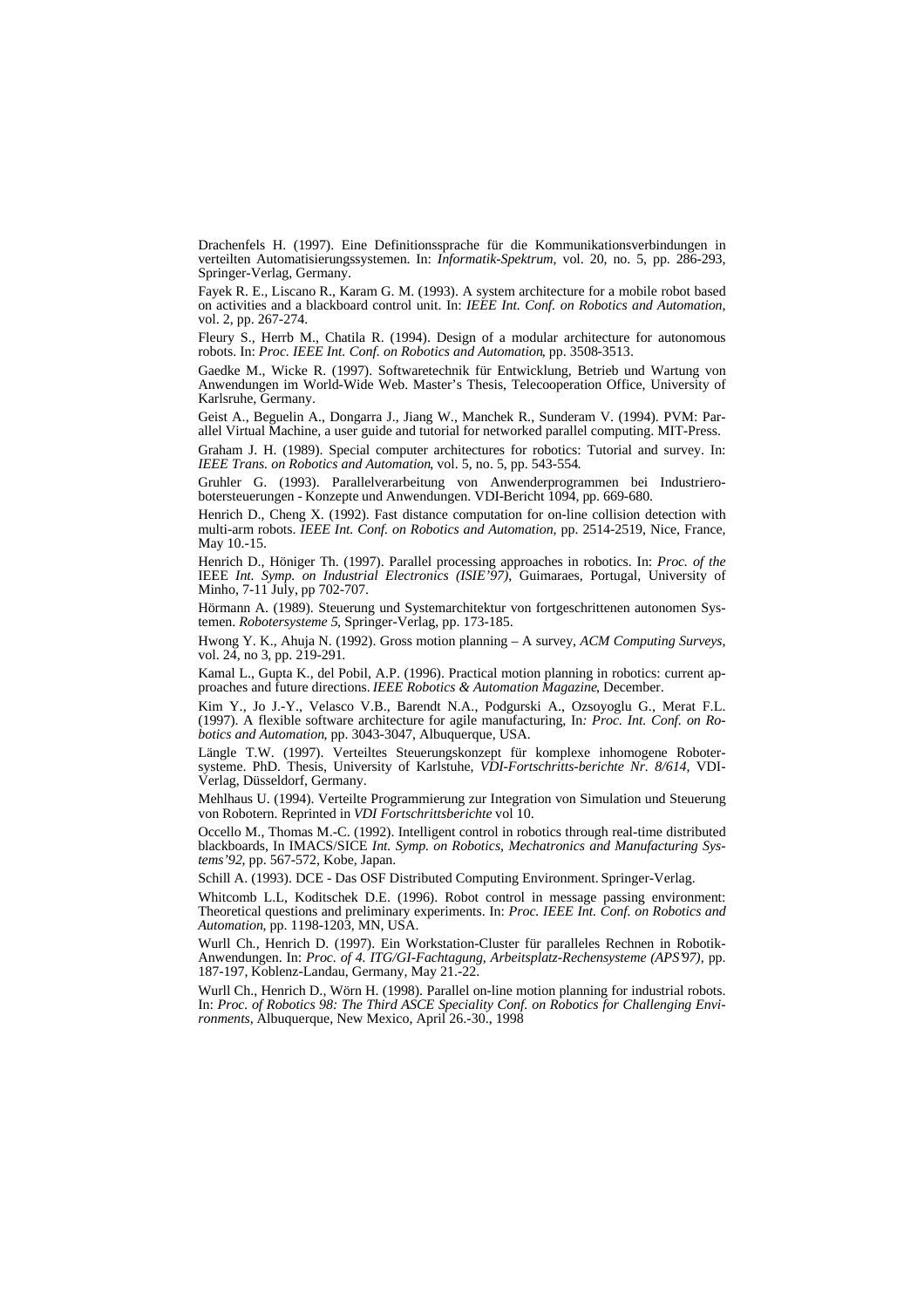Drachenfels H. (1997). Eine Definitionssprache für die Kommunikationsverbindungen in verteilten Automatisierungssystemen. In: *Informatik-Spektrum*, vol. 20, no. 5, pp. 286-293, Springer-Verlag, Germany.

Fayek R. E., Liscano R., Karam G. M. (1993). A system architecture for a mobile robot based on activities and a blackboard control unit. In: *IEEE Int. Conf. on Robotics and Automation*, vol. 2, pp. 267-274.

Fleury S., Herrb M., Chatila R. (1994). Design of a modular architecture for autonomous robots. In: *Proc. IEEE Int. Conf. on Robotics and Automation*, pp. 3508-3513.

Gaedke M., Wicke R. (1997). Softwaretechnik für Entwicklung, Betrieb und Wartung von Anwendungen im World-Wide Web. Master's Thesis, Telecooperation Office, University of Karlsruhe, Germany.

Geist A., Beguelin A., Dongarra J., Jiang W., Manchek R., Sunderam V. (1994). PVM: Parallel Virtual Machine, a user guide and tutorial for networked parallel computing. MIT-Press.

Graham J. H. (1989). Special computer architectures for robotics: Tutorial and survey. In: *IEEE Trans. on Robotics and Automation*, vol. 5, no. 5, pp. 543-554.

Gruhler G. (1993). Parallelverarbeitung von Anwenderprogrammen bei Industrierobotersteuerungen - Konzepte und Anwendungen. VDI-Bericht 1094, pp. 669-680.

Henrich D., Cheng X. (1992). Fast distance computation for on-line collision detection with multi-arm robots. *IEEE Int. Conf. on Robotics and Automation*, pp. 2514-2519, Nice, France, May 10.-15.

Henrich D., Höniger Th. (1997). Parallel processing approaches in robotics. In: *Proc. of the* IEEE *Int. Symp. on Industrial Electronics (ISIE'97)*, Guimaraes, Portugal, University of Minho, 7-11 July, pp 702-707.

Hörmann A. (1989). Steuerung und Systemarchitektur von fortgeschrittenen autonomen Systemen. *Robotersysteme 5*, Springer-Verlag, pp. 173-185.

Hwong Y. K., Ahuja N. (1992). Gross motion planning – A survey, *ACM Computing Surveys*, vol. 24, no 3, pp. 219-291.

Kamal L., Gupta K., del Pobil, A.P. (1996). Practical motion planning in robotics: current approaches and future directions. *IEEE Robotics & Automation Magazine*, December.

Kim Y., Jo J.-Y., Velasco V.B., Barendt N.A., Podgurski A., Ozsoyoglu G., Merat F.L. (1997). A flexible software architecture for agile manufacturing, In*: Proc. Int. Conf. on Robotics and Automation*, pp. 3043-3047, Albuquerque, USA.

Längle T.W. (1997). Verteiltes Steuerungskonzept für komplexe inhomogene Robotersysteme. PhD. Thesis, University of Karlstuhe, *VDI-Fortschritts-berichte Nr. 8/614*, VDI-Verlag, Düsseldorf, Germany.

Mehlhaus U. (1994). Verteilte Programmierung zur Integration von Simulation und Steuerung von Robotern. Reprinted in *VDI Fortschrittsberichte* vol 10.

Occello M., Thomas M.-C. (1992). Intelligent control in robotics through real-time distributed blackboards, In IMACS/SICE *Int. Symp. on Robotics, Mechatronics and Manufacturing Systems'92*, pp. 567-572, Kobe, Japan.

Schill A. (1993). DCE - Das OSF Distributed Computing Environment. Springer-Verlag.

Whitcomb L.L, Koditschek D.E. (1996). Robot control in message passing environment: Theoretical questions and preliminary experiments. In: *Proc. IEEE Int. Conf. on Robotics and Automation*, pp. 1198-1203, MN, USA.

Wurll Ch., Henrich D. (1997). Ein Workstation-Cluster für paralleles Rechnen in Robotik-Anwendungen. In: *Proc. of 4. ITG/GI-Fachtagung, Arbeitsplatz-Rechensysteme (APS'97)*, pp. 187-197, Koblenz-Landau, Germany, May 21.-22.

Wurll Ch., Henrich D., Wörn H. (1998). Parallel on-line motion planning for industrial robots. In: *Proc. of Robotics 98: The Third ASCE Speciality Conf. on Robotics for Challenging Environments*, Albuquerque, New Mexico, April 26.-30., 1998